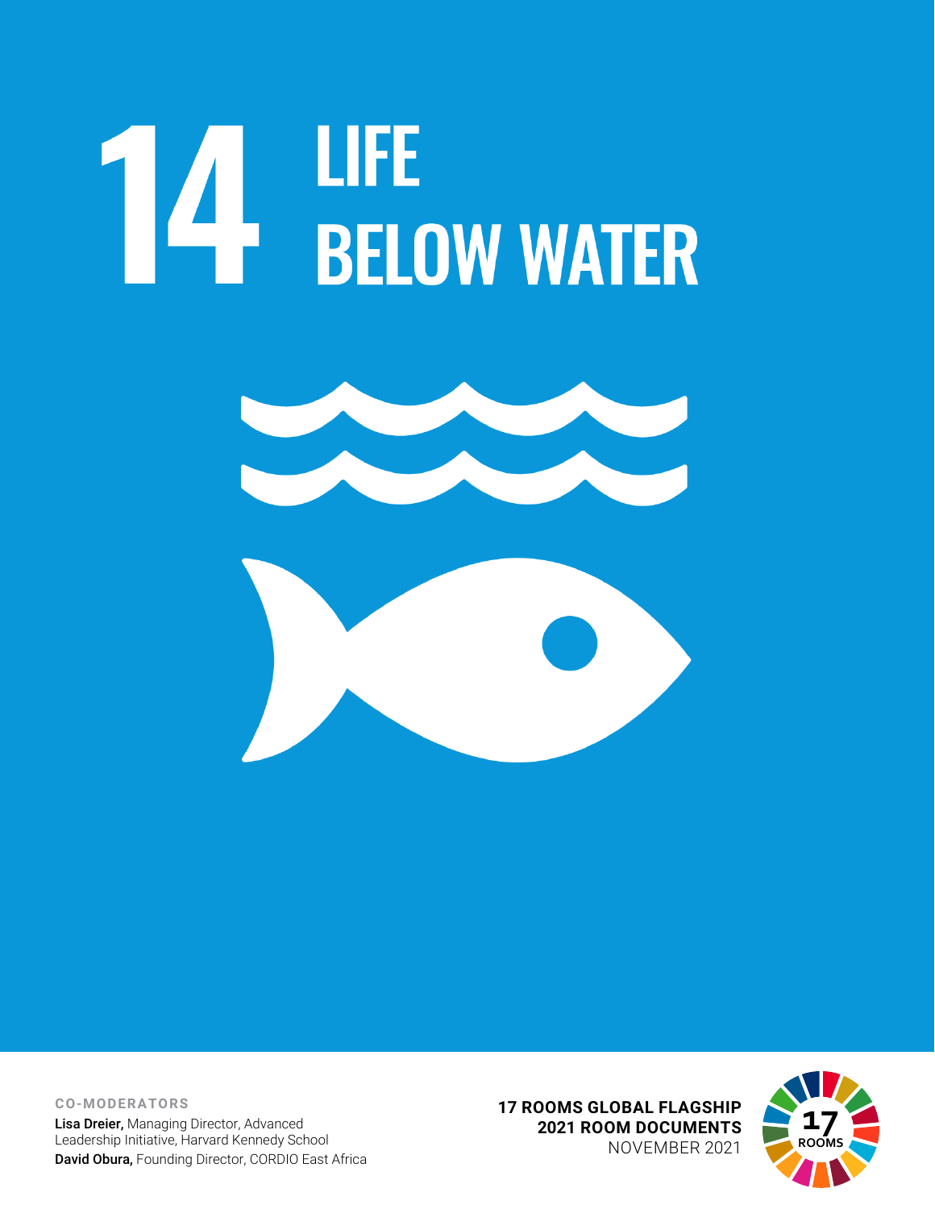# 14 LIFE BELOW WATER

**CO-MODERATORS**

**Lisa Dreier,** Managing Director, Advanced Leadership Initiative, Harvard Kennedy School

**David Obura,** Founding Director, CORDIO East Africa

**17 ROOMS GLOBAL FLAGSHIP**
**2021 ROOM DOCUMENTS**
NOVEMBER 2021

17 ROOMS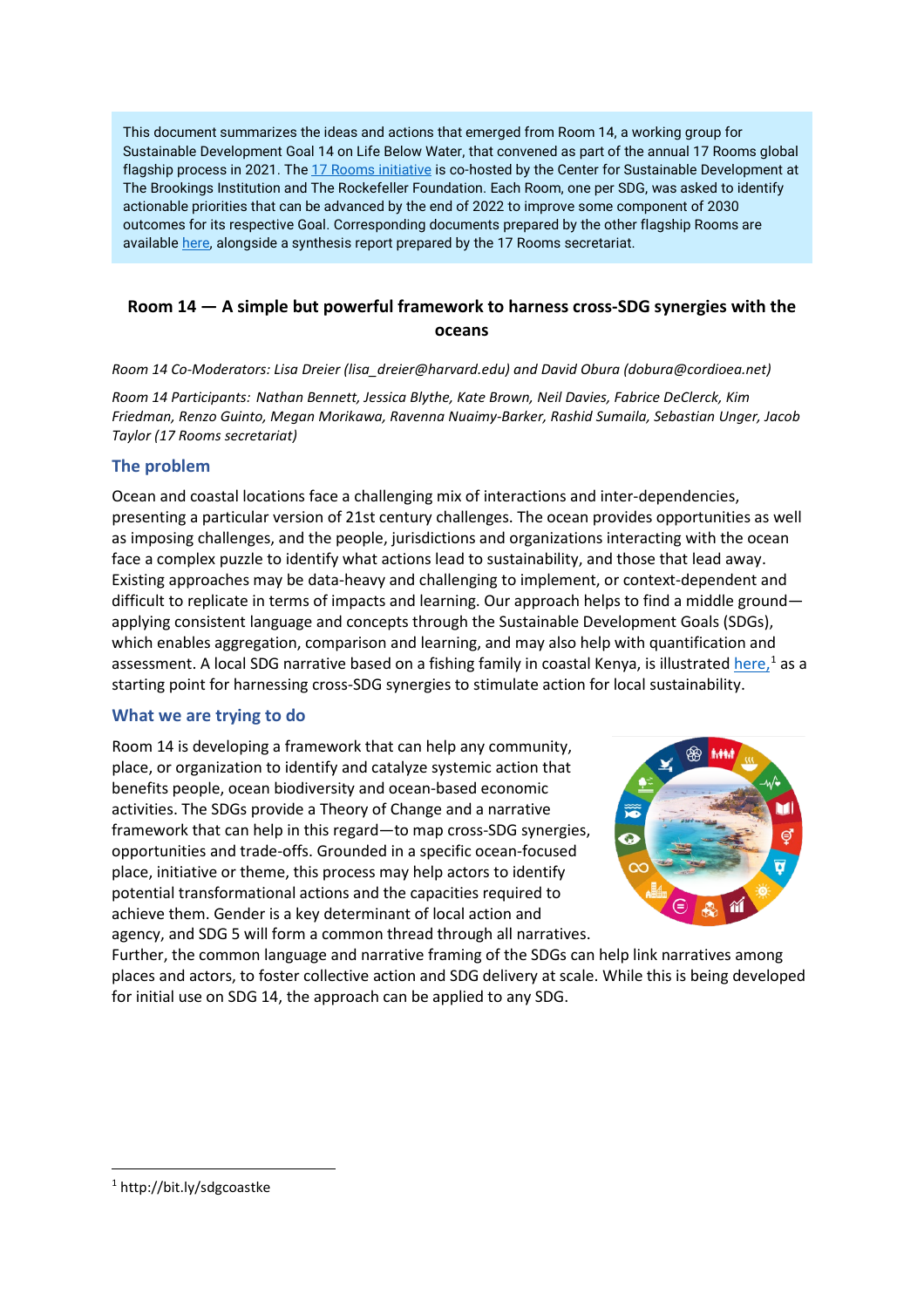This document summarizes the ideas and actions that emerged from Room 14, a working group for Sustainable Development Goal 14 on Life Below Water, that convened as part of the annual 17 Rooms global flagship process in 2021. The 17 Rooms initiative is co-hosted by the Center for Sustainable Development at The Brookings Institution and The Rockefeller Foundation. Each Room, one per SDG, was asked to identify actionable priorities that can be advanced by the end of 2022 to improve some component of 2030 outcomes for its respective Goal. Corresponding documents prepared by the other flagship Rooms are available here, alongside a synthesis report prepared by the 17 Rooms secretariat.

## Room 14 — A simple but powerful framework to harness cross-SDG synergies with the oceans

*Room 14 Co-Moderators: Lisa Dreier (lisa_dreier@harvard.edu) and David Obura (dobura@cordioea.net)*

*Room 14 Participants: Nathan Bennett, Jessica Blythe, Kate Brown, Neil Davies, Fabrice DeClerck, Kim Friedman, Renzo Guinto, Megan Morikawa, Ravenna Nuaimy-Barker, Rashid Sumaila, Sebastian Unger, Jacob Taylor (17 Rooms secretariat)*

### The problem

Ocean and coastal locations face a challenging mix of interactions and inter-dependencies, presenting a particular version of 21st century challenges. The ocean provides opportunities as well as imposing challenges, and the people, jurisdictions and organizations interacting with the ocean face a complex puzzle to identify what actions lead to sustainability, and those that lead away. Existing approaches may be data-heavy and challenging to implement, or context-dependent and difficult to replicate in terms of impacts and learning. Our approach helps to find a middle ground—applying consistent language and concepts through the Sustainable Development Goals (SDGs), which enables aggregation, comparison and learning, and may also help with quantification and assessment. A local SDG narrative based on a fishing family in coastal Kenya, is illustrated here,[1] as a starting point for harnessing cross-SDG synergies to stimulate action for local sustainability.

### What we are trying to do

Room 14 is developing a framework that can help any community, place, or organization to identify and catalyze systemic action that benefits people, ocean biodiversity and ocean-based economic activities. The SDGs provide a Theory of Change and a narrative framework that can help in this regard—to map cross-SDG synergies, opportunities and trade-offs. Grounded in a specific ocean-focused place, initiative or theme, this process may help actors to identify potential transformational actions and the capacities required to achieve them. Gender is a key determinant of local action and agency, and SDG 5 will form a common thread through all narratives. Further, the common language and narrative framing of the SDGs can help link narratives among places and actors, to foster collective action and SDG delivery at scale. While this is being developed for initial use on SDG 14, the approach can be applied to any SDG.

[1] http://bit.ly/sdgcoastke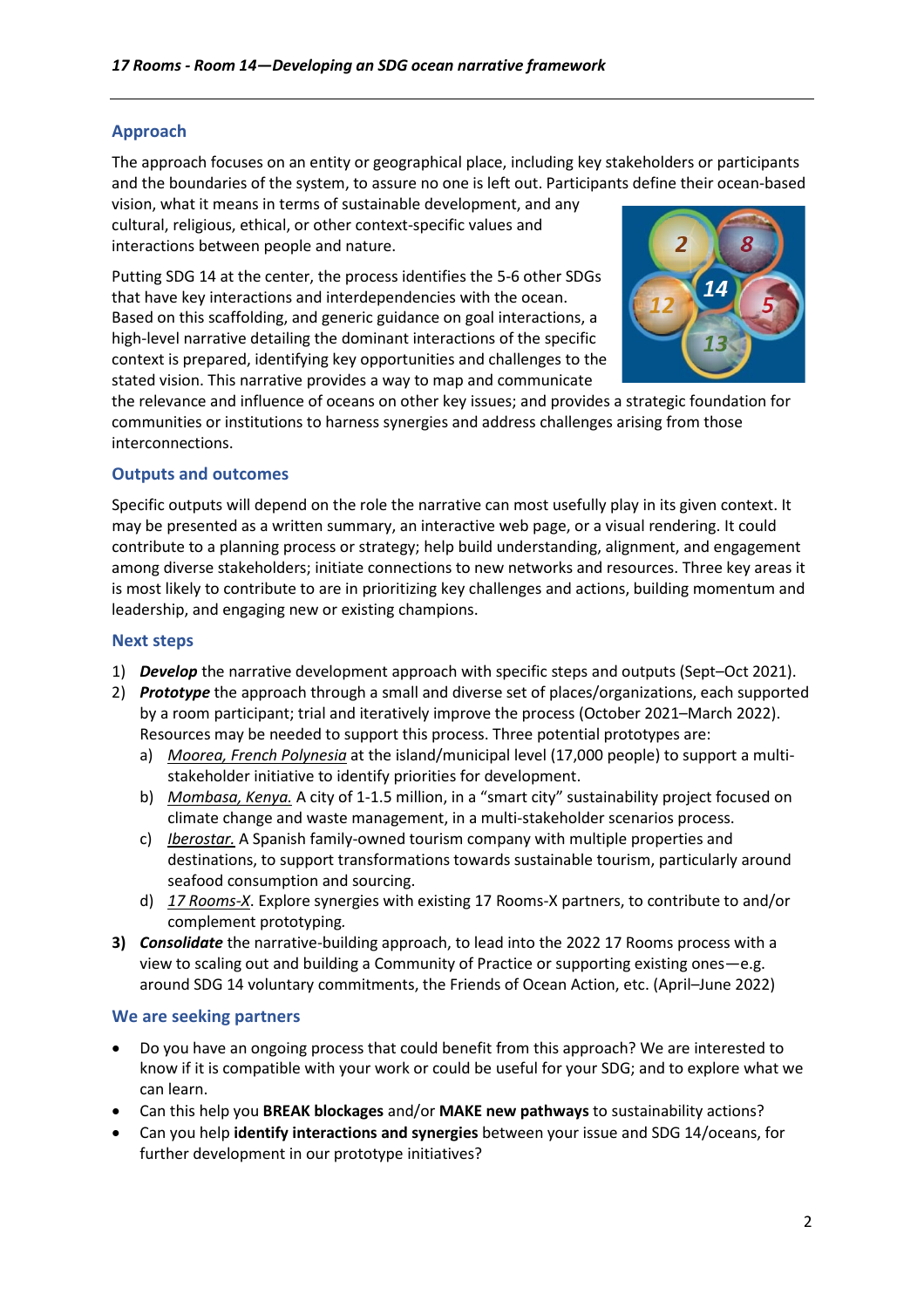## Approach

The approach focuses on an entity or geographical place, including key stakeholders or participants and the boundaries of the system, to assure no one is left out. Participants define their ocean-based vision, what it means in terms of sustainable development, and any cultural, religious, ethical, or other context-specific values and interactions between people and nature.

Putting SDG 14 at the center, the process identifies the 5-6 other SDGs that have key interactions and interdependencies with the ocean. Based on this scaffolding, and generic guidance on goal interactions, a high-level narrative detailing the dominant interactions of the specific context is prepared, identifying key opportunities and challenges to the stated vision. This narrative provides a way to map and communicate the relevance and influence of oceans on other key issues; and provides a strategic foundation for communities or institutions to harness synergies and address challenges arising from those interconnections.

## Outputs and outcomes

Specific outputs will depend on the role the narrative can most usefully play in its given context. It may be presented as a written summary, an interactive web page, or a visual rendering. It could contribute to a planning process or strategy; help build understanding, alignment, and engagement among diverse stakeholders; initiate connections to new networks and resources. Three key areas it is most likely to contribute to are in prioritizing key challenges and actions, building momentum and leadership, and engaging new or existing champions.

## Next steps

1) ***Develop*** the narrative development approach with specific steps and outputs (Sept–Oct 2021).
2) ***Prototype*** the approach through a small and diverse set of places/organizations, each supported by a room participant; trial and iteratively improve the process (October 2021–March 2022). Resources may be needed to support this process. Three potential prototypes are:
   a) Moorea, French Polynesia at the island/municipal level (17,000 people) to support a multi-stakeholder initiative to identify priorities for development.
   b) Mombasa, Kenya. A city of 1-1.5 million, in a "smart city" sustainability project focused on climate change and waste management, in a multi-stakeholder scenarios process.
   c) Iberostar. A Spanish family-owned tourism company with multiple properties and destinations, to support transformations towards sustainable tourism, particularly around seafood consumption and sourcing.
   d) 17 Rooms-X. Explore synergies with existing 17 Rooms-X partners, to contribute to and/or complement prototyping.
3) ***Consolidate*** the narrative-building approach, to lead into the 2022 17 Rooms process with a view to scaling out and building a Community of Practice or supporting existing ones—e.g. around SDG 14 voluntary commitments, the Friends of Ocean Action, etc. (April–June 2022)

## We are seeking partners

- Do you have an ongoing process that could benefit from this approach? We are interested to know if it is compatible with your work or could be useful for your SDG; and to explore what we can learn.
- Can this help you **BREAK blockages** and/or **MAKE new pathways** to sustainability actions?
- Can you help **identify interactions and synergies** between your issue and SDG 14/oceans, for further development in our prototype initiatives?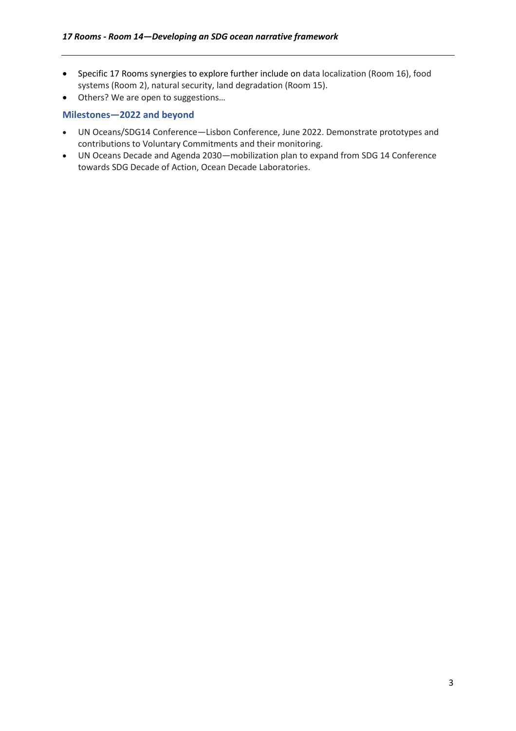- Specific 17 Rooms synergies to explore further include on data localization (Room 16), food systems (Room 2), natural security, land degradation (Room 15).
- Others? We are open to suggestions…

## Milestones—2022 and beyond

- UN Oceans/SDG14 Conference—Lisbon Conference, June 2022. Demonstrate prototypes and contributions to Voluntary Commitments and their monitoring.
- UN Oceans Decade and Agenda 2030—mobilization plan to expand from SDG 14 Conference towards SDG Decade of Action, Ocean Decade Laboratories.